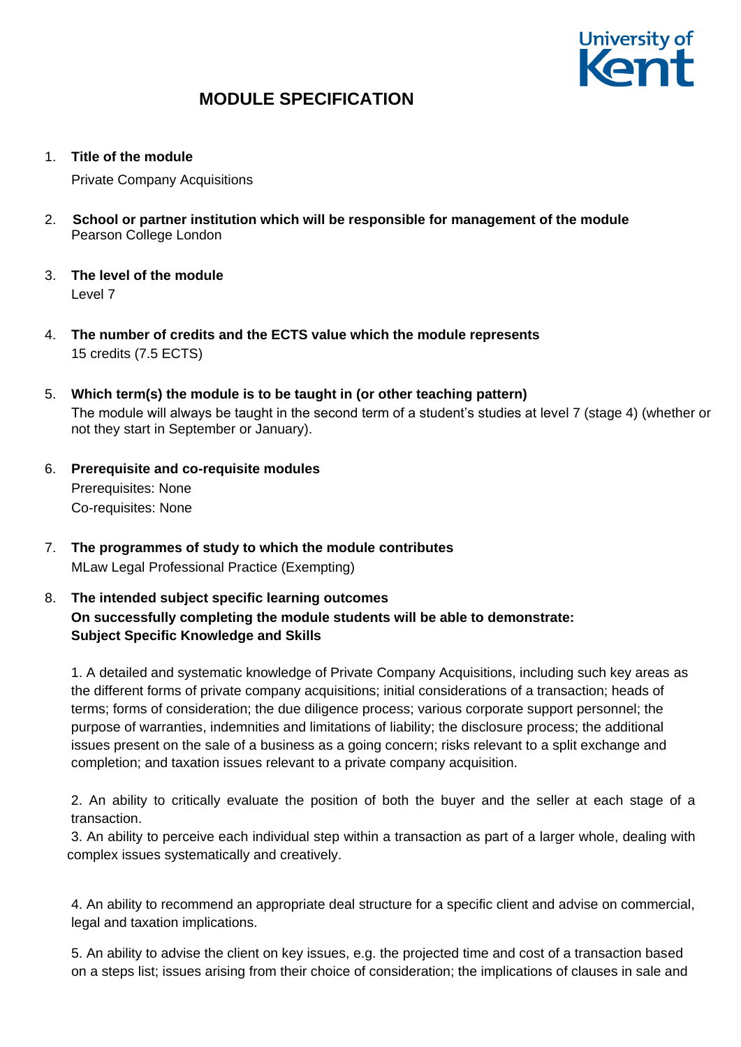# MODULE SPECIFICATION

1. **Title of the module**

   Private Company Acquisitions

2. **School or partner institution which will be responsible for management of the module**

   Pearson College London

3. **The level of the module**

   Level 7

4. **The number of credits and the ECTS value which the module represents**

   15 credits (7.5 ECTS)

5. **Which term(s) the module is to be taught in (or other teaching pattern)**

   The module will always be taught in the second term of a student's studies at level 7 (stage 4) (whether or not they start in September or January).

6. **Prerequisite and co-requisite modules**

   Prerequisites: None

   Co-requisites: None

7. **The programmes of study to which the module contributes**

   MLaw Legal Professional Practice (Exempting)

8. **The intended subject specific learning outcomes**

   **On successfully completing the module students will be able to demonstrate:**

   **Subject Specific Knowledge and Skills**

   1. A detailed and systematic knowledge of Private Company Acquisitions, including such key areas as the different forms of private company acquisitions; initial considerations of a transaction; heads of terms; forms of consideration; the due diligence process; various corporate support personnel; the purpose of warranties, indemnities and limitations of liability; the disclosure process; the additional issues present on the sale of a business as a going concern; risks relevant to a split exchange and completion; and taxation issues relevant to a private company acquisition.

   2. An ability to critically evaluate the position of both the buyer and the seller at each stage of a transaction.

   3. An ability to perceive each individual step within a transaction as part of a larger whole, dealing with complex issues systematically and creatively.

   4. An ability to recommend an appropriate deal structure for a specific client and advise on commercial, legal and taxation implications.

   5. An ability to advise the client on key issues, e.g. the projected time and cost of a transaction based on a steps list; issues arising from their choice of consideration; the implications of clauses in sale and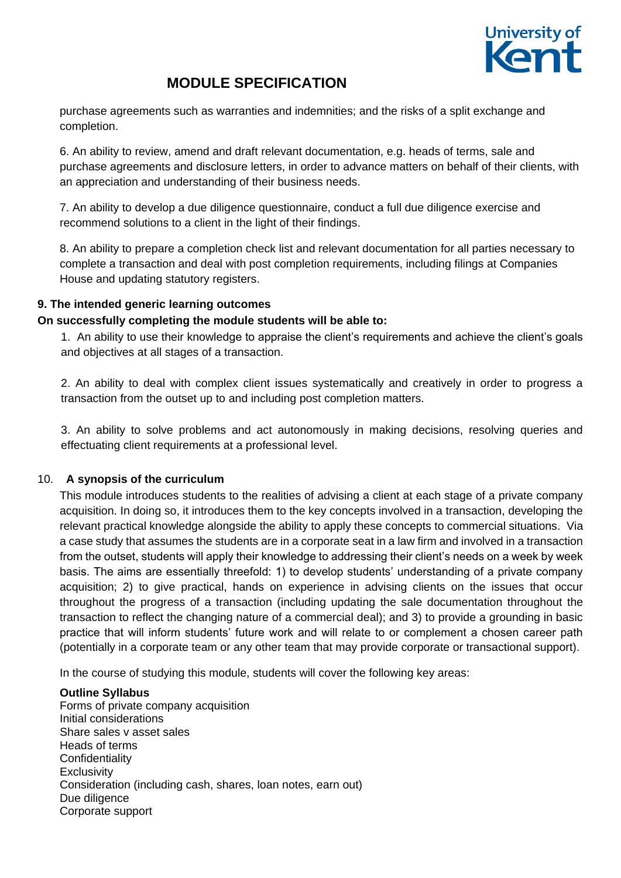purchase agreements such as warranties and indemnities; and the risks of a split exchange and completion.

6. An ability to review, amend and draft relevant documentation, e.g. heads of terms, sale and purchase agreements and disclosure letters, in order to advance matters on behalf of their clients, with an appreciation and understanding of their business needs.

7. An ability to develop a due diligence questionnaire, conduct a full due diligence exercise and recommend solutions to a client in the light of their findings.

8. An ability to prepare a completion check list and relevant documentation for all parties necessary to complete a transaction and deal with post completion requirements, including filings at Companies House and updating statutory registers.

**9. The intended generic learning outcomes**

**On successfully completing the module students will be able to:**

1. An ability to use their knowledge to appraise the client's requirements and achieve the client's goals and objectives at all stages of a transaction.

2. An ability to deal with complex client issues systematically and creatively in order to progress a transaction from the outset up to and including post completion matters.

3. An ability to solve problems and act autonomously in making decisions, resolving queries and effectuating client requirements at a professional level.

10. **A synopsis of the curriculum**

This module introduces students to the realities of advising a client at each stage of a private company acquisition. In doing so, it introduces them to the key concepts involved in a transaction, developing the relevant practical knowledge alongside the ability to apply these concepts to commercial situations. Via a case study that assumes the students are in a corporate seat in a law firm and involved in a transaction from the outset, students will apply their knowledge to addressing their client's needs on a week by week basis. The aims are essentially threefold: 1) to develop students' understanding of a private company acquisition; 2) to give practical, hands on experience in advising clients on the issues that occur throughout the progress of a transaction (including updating the sale documentation throughout the transaction to reflect the changing nature of a commercial deal); and 3) to provide a grounding in basic practice that will inform students' future work and will relate to or complement a chosen career path (potentially in a corporate team or any other team that may provide corporate or transactional support).

In the course of studying this module, students will cover the following key areas:

**Outline Syllabus**

Forms of private company acquisition
Initial considerations
Share sales v asset sales
Heads of terms
Confidentiality
Exclusivity
Consideration (including cash, shares, loan notes, earn out)
Due diligence
Corporate support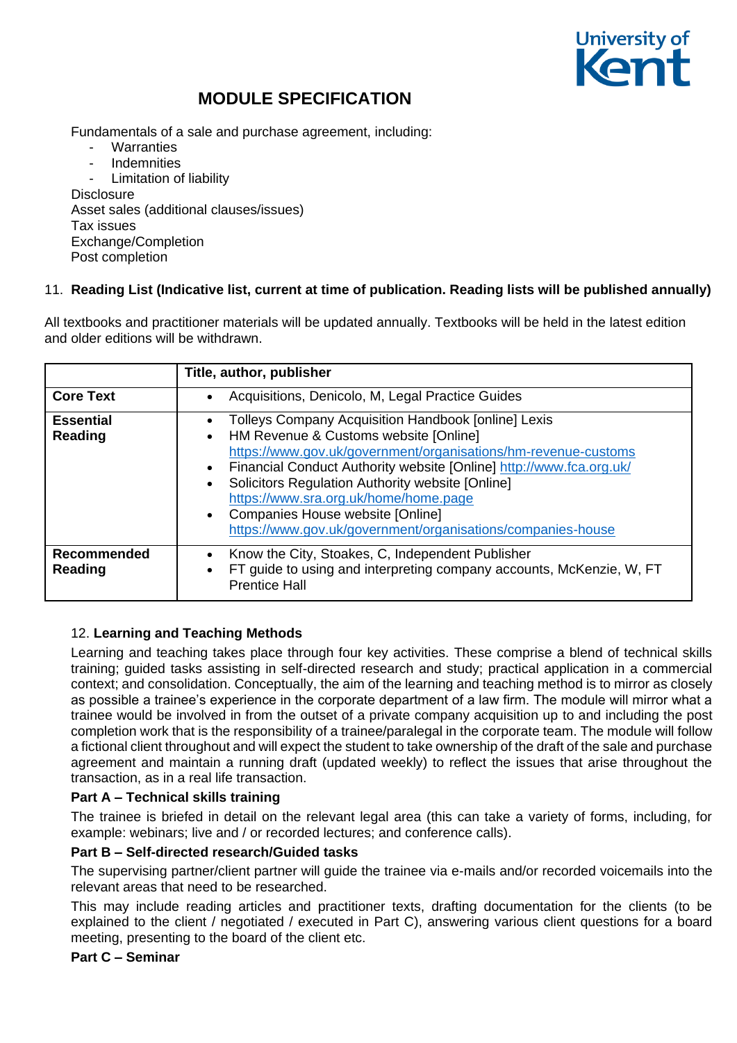Fundamentals of a sale and purchase agreement, including:

- Warranties
- Indemnities
- Limitation of liability

Disclosure
Asset sales (additional clauses/issues)
Tax issues
Exchange/Completion
Post completion

## 11. Reading List (Indicative list, current at time of publication. Reading lists will be published annually)

All textbooks and practitioner materials will be updated annually. Textbooks will be held in the latest edition and older editions will be withdrawn.

| | Title, author, publisher |
|---|---|
| **Core Text** | • Acquisitions, Denicolo, M, Legal Practice Guides |
| **Essential Reading** | • Tolleys Company Acquisition Handbook [online] Lexis<br>• HM Revenue & Customs website [Online] https://www.gov.uk/government/organisations/hm-revenue-customs<br>• Financial Conduct Authority website [Online] http://www.fca.org.uk/<br>• Solicitors Regulation Authority website [Online] https://www.sra.org.uk/home/home.page<br>• Companies House website [Online] https://www.gov.uk/government/organisations/companies-house |
| **Recommended Reading** | • Know the City, Stoakes, C, Independent Publisher<br>• FT guide to using and interpreting company accounts, McKenzie, W, FT Prentice Hall |

## 12. Learning and Teaching Methods

Learning and teaching takes place through four key activities. These comprise a blend of technical skills training; guided tasks assisting in self-directed research and study; practical application in a commercial context; and consolidation. Conceptually, the aim of the learning and teaching method is to mirror as closely as possible a trainee's experience in the corporate department of a law firm. The module will mirror what a trainee would be involved in from the outset of a private company acquisition up to and including the post completion work that is the responsibility of a trainee/paralegal in the corporate team. The module will follow a fictional client throughout and will expect the student to take ownership of the draft of the sale and purchase agreement and maintain a running draft (updated weekly) to reflect the issues that arise throughout the transaction, as in a real life transaction.

### Part A – Technical skills training

The trainee is briefed in detail on the relevant legal area (this can take a variety of forms, including, for example: webinars; live and / or recorded lectures; and conference calls).

### Part B – Self-directed research/Guided tasks

The supervising partner/client partner will guide the trainee via e-mails and/or recorded voicemails into the relevant areas that need to be researched.

This may include reading articles and practitioner texts, drafting documentation for the clients (to be explained to the client / negotiated / executed in Part C), answering various client questions for a board meeting, presenting to the board of the client etc.

### Part C – Seminar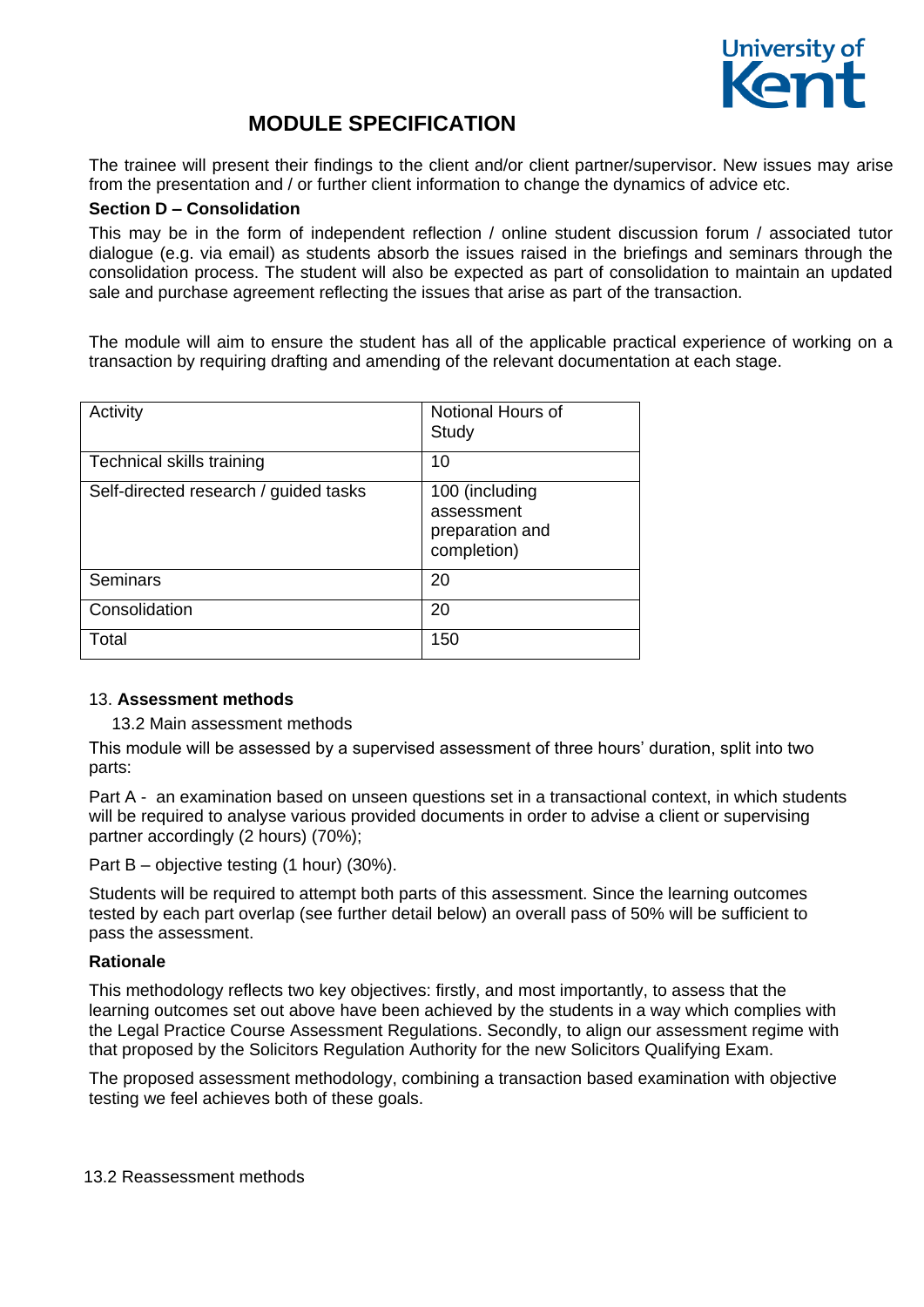# MODULE SPECIFICATION

The trainee will present their findings to the client and/or client partner/supervisor. New issues may arise from the presentation and / or further client information to change the dynamics of advice etc.

**Section D – Consolidation**

This may be in the form of independent reflection / online student discussion forum / associated tutor dialogue (e.g. via email) as students absorb the issues raised in the briefings and seminars through the consolidation process. The student will also be expected as part of consolidation to maintain an updated sale and purchase agreement reflecting the issues that arise as part of the transaction.

The module will aim to ensure the student has all of the applicable practical experience of working on a transaction by requiring drafting and amending of the relevant documentation at each stage.

| Activity | Notional Hours of Study |
|---|---|
| Technical skills training | 10 |
| Self-directed research / guided tasks | 100 (including assessment preparation and completion) |
| Seminars | 20 |
| Consolidation | 20 |
| Total | 150 |

13. **Assessment methods**

13.2 Main assessment methods

This module will be assessed by a supervised assessment of three hours' duration, split into two parts:

Part A - an examination based on unseen questions set in a transactional context, in which students will be required to analyse various provided documents in order to advise a client or supervising partner accordingly (2 hours) (70%);

Part B – objective testing (1 hour) (30%).

Students will be required to attempt both parts of this assessment. Since the learning outcomes tested by each part overlap (see further detail below) an overall pass of 50% will be sufficient to pass the assessment.

**Rationale**

This methodology reflects two key objectives: firstly, and most importantly, to assess that the learning outcomes set out above have been achieved by the students in a way which complies with the Legal Practice Course Assessment Regulations. Secondly, to align our assessment regime with that proposed by the Solicitors Regulation Authority for the new Solicitors Qualifying Exam.

The proposed assessment methodology, combining a transaction based examination with objective testing we feel achieves both of these goals.

13.2 Reassessment methods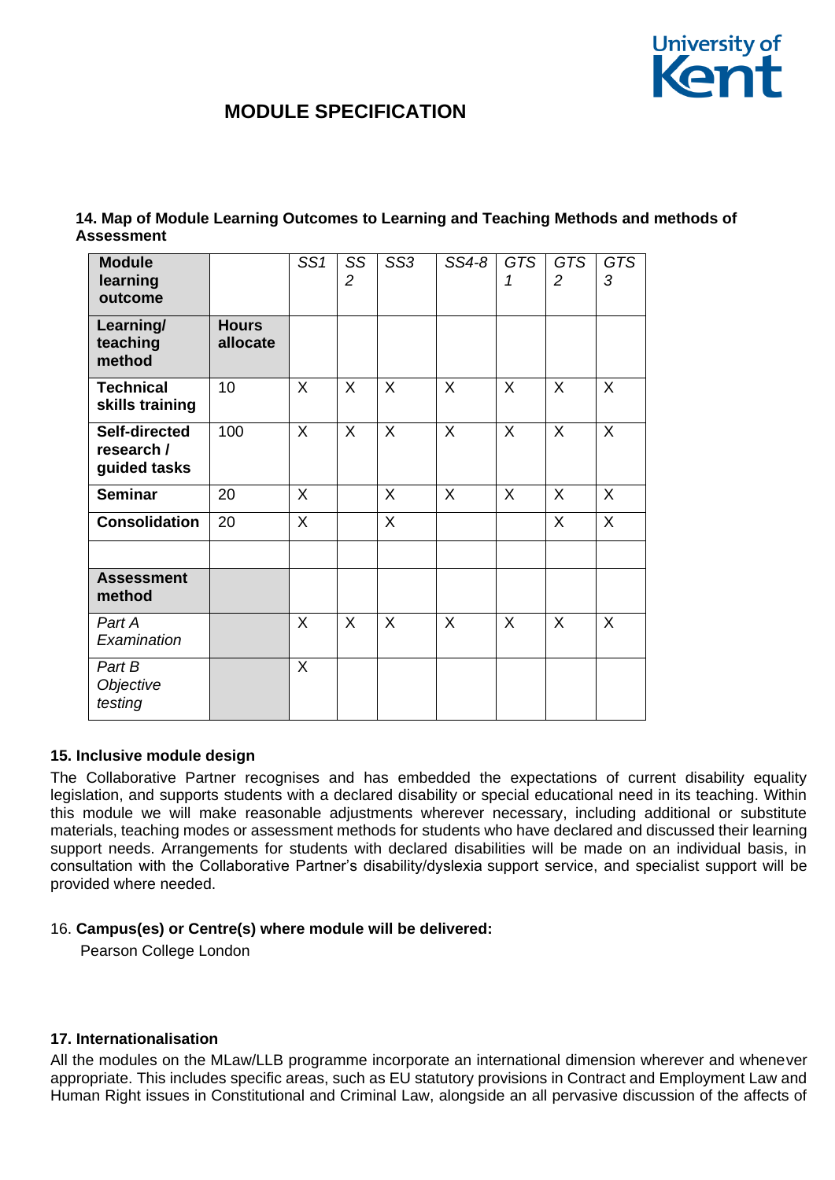# MODULE SPECIFICATION

**14. Map of Module Learning Outcomes to Learning and Teaching Methods and methods of Assessment**

| **Module learning outcome** | | *SS1* | *SS 2* | *SS3* | *SS4-8* | *GTS 1* | *GTS 2* | *GTS 3* |
|---|---|---|---|---|---|---|---|---|
| **Learning/ teaching method** | **Hours allocate** | | | | | | | |
| **Technical skills training** | 10 | X | X | X | X | X | X | X |
| **Self-directed research / guided tasks** | 100 | X | X | X | X | X | X | X |
| **Seminar** | 20 | X | | X | X | X | X | X |
| **Consolidation** | 20 | X | | X | | | X | X |
| | | | | | | | | |
| **Assessment method** | | | | | | | | |
| *Part A Examination* | | X | X | X | X | X | X | X |
| *Part B Objective testing* | | X | | | | | | |

**15. Inclusive module design**

The Collaborative Partner recognises and has embedded the expectations of current disability equality legislation, and supports students with a declared disability or special educational need in its teaching. Within this module we will make reasonable adjustments wherever necessary, including additional or substitute materials, teaching modes or assessment methods for students who have declared and discussed their learning support needs. Arrangements for students with declared disabilities will be made on an individual basis, in consultation with the Collaborative Partner's disability/dyslexia support service, and specialist support will be provided where needed.

16. **Campus(es) or Centre(s) where module will be delivered:**

Pearson College London

**17. Internationalisation**

All the modules on the MLaw/LLB programme incorporate an international dimension wherever and whenever appropriate. This includes specific areas, such as EU statutory provisions in Contract and Employment Law and Human Right issues in Constitutional and Criminal Law, alongside an all pervasive discussion of the affects of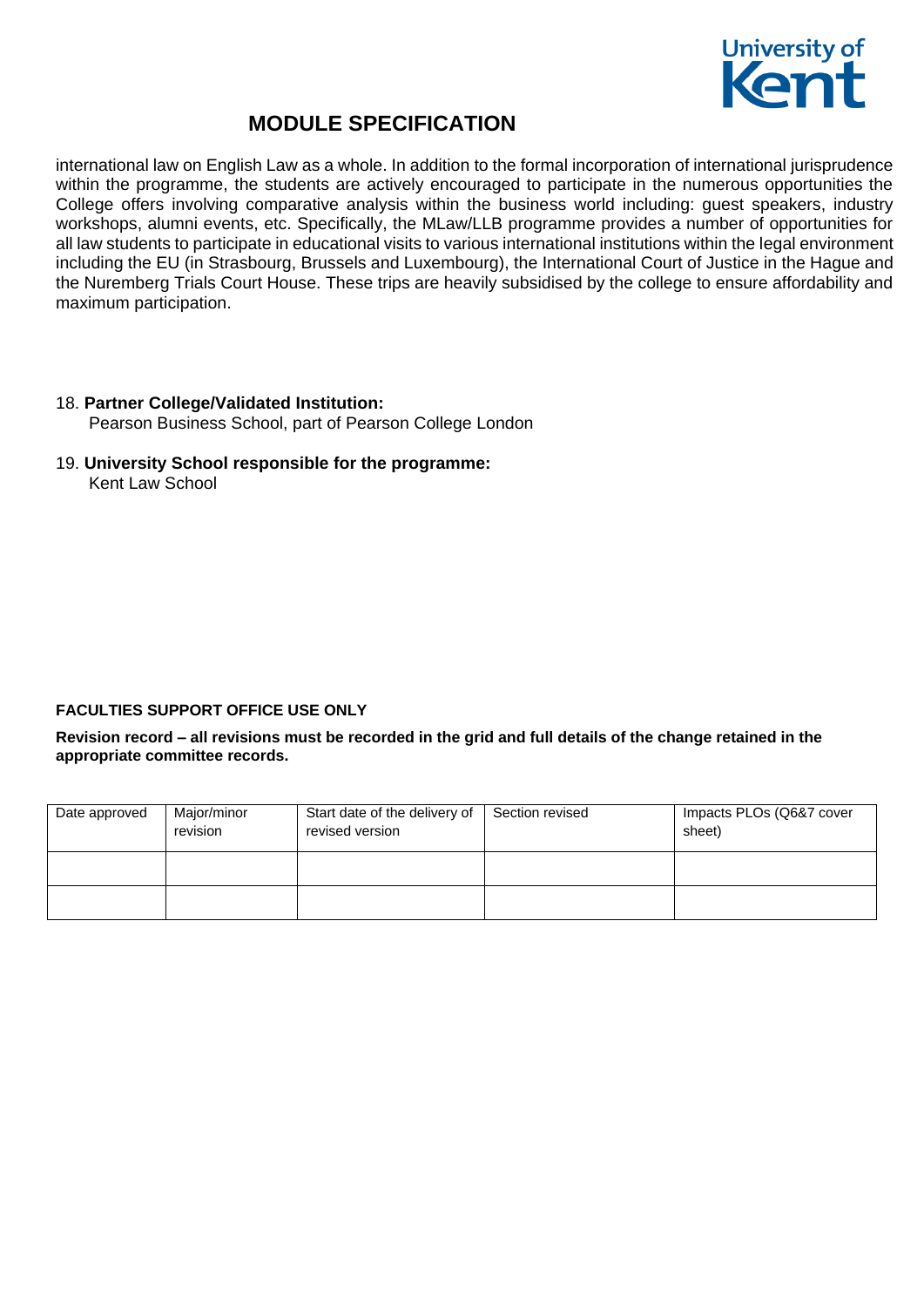international law on English Law as a whole. In addition to the formal incorporation of international jurisprudence within the programme, the students are actively encouraged to participate in the numerous opportunities the College offers involving comparative analysis within the business world including: guest speakers, industry workshops, alumni events, etc. Specifically, the MLaw/LLB programme provides a number of opportunities for all law students to participate in educational visits to various international institutions within the legal environment including the EU (in Strasbourg, Brussels and Luxembourg), the International Court of Justice in the Hague and the Nuremberg Trials Court House. These trips are heavily subsidised by the college to ensure affordability and maximum participation.

18. **Partner College/Validated Institution:**
    Pearson Business School, part of Pearson College London

19. **University School responsible for the programme:**
    Kent Law School

**FACULTIES SUPPORT OFFICE USE ONLY**

**Revision record – all revisions must be recorded in the grid and full details of the change retained in the appropriate committee records.**

| Date approved | Major/minor revision | Start date of the delivery of revised version | Section revised | Impacts PLOs (Q6&7 cover sheet) |
|---|---|---|---|---|
| | | | | |
| | | | | |